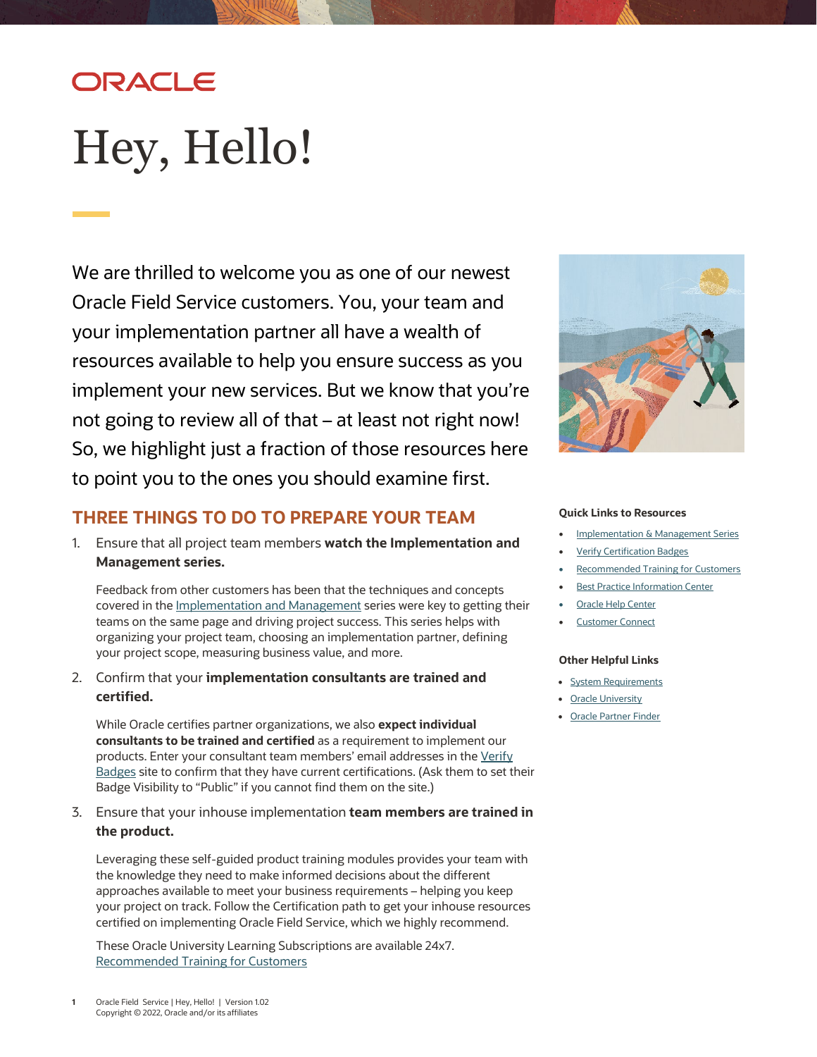ORACLE

# Hey, Hello!

We are thrilled to welcome you as one of our newest Oracle Field Service customers. You, your team and your implementation partner all have a wealth of resources available to help you ensure success as you implement your new services. But we know that you're not going to review all of that – at least not right now! So, we highlight just a fraction of those resources here to point you to the ones you should examine first.

## THREE THINGS TO DO TO PREPARE YOUR TEAM

1. Ensure that all project team members **watch the Implementation and Management series.**

   Feedback from other customers has been that the techniques and concepts covered in the Implementation and Management series were key to getting their teams on the same page and driving project success. This series helps with organizing your project team, choosing an implementation partner, defining your project scope, measuring business value, and more.

2. Confirm that your **implementation consultants are trained and certified.**

   While Oracle certifies partner organizations, we also **expect individual consultants to be trained and certified** as a requirement to implement our products. Enter your consultant team members' email addresses in the Verify Badges site to confirm that they have current certifications. (Ask them to set their Badge Visibility to "Public" if you cannot find them on the site.)

3. Ensure that your inhouse implementation **team members are trained in the product.**

   Leveraging these self-guided product training modules provides your team with the knowledge they need to make informed decisions about the different approaches available to meet your business requirements – helping you keep your project on track. Follow the Certification path to get your inhouse resources certified on implementing Oracle Field Service, which we highly recommend.

   These Oracle University Learning Subscriptions are available 24x7.
   Recommended Training for Customers

### Quick Links to Resources

- Implementation & Management Series
- Verify Certification Badges
- Recommended Training for Customers
- Best Practice Information Center
- Oracle Help Center
- Customer Connect

### Other Helpful Links

- System Requirements
- Oracle University
- Oracle Partner Finder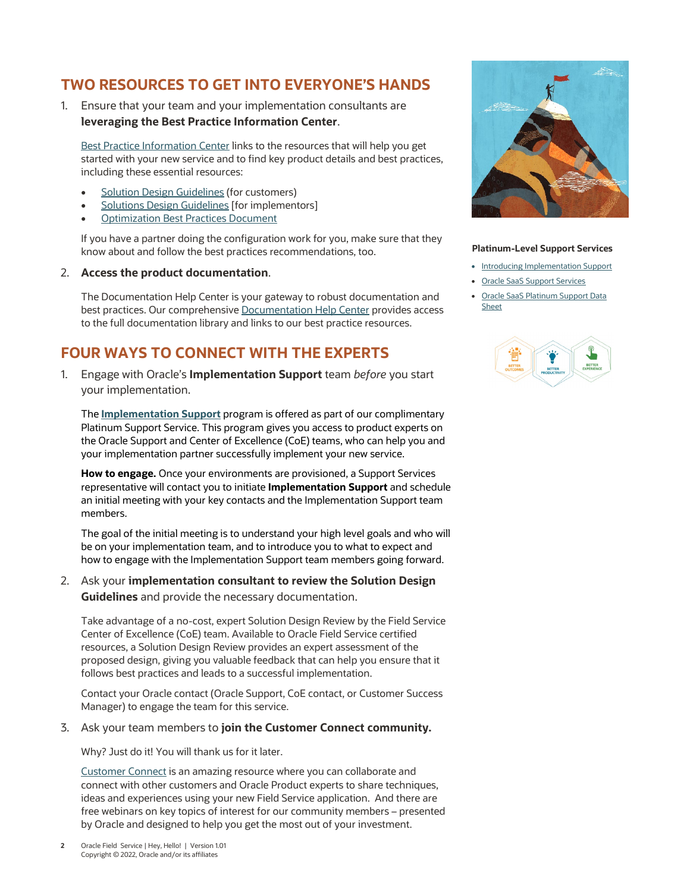## TWO RESOURCES TO GET INTO EVERYONE'S HANDS

1. Ensure that your team and your implementation consultants are **leveraging the Best Practice Information Center**.

   Best Practice Information Center links to the resources that will help you get started with your new service and to find key product details and best practices, including these essential resources:

   - Solution Design Guidelines (for customers)
   - Solutions Design Guidelines [for implementors]
   - Optimization Best Practices Document

   If you have a partner doing the configuration work for you, make sure that they know about and follow the best practices recommendations, too.

2. **Access the product documentation**.

   The Documentation Help Center is your gateway to robust documentation and best practices. Our comprehensive Documentation Help Center provides access to the full documentation library and links to our best practice resources.

## FOUR WAYS TO CONNECT WITH THE EXPERTS

1. Engage with Oracle's **Implementation Support** team *before* you start your implementation.

   The **Implementation Support** program is offered as part of our complimentary Platinum Support Service. This program gives you access to product experts on the Oracle Support and Center of Excellence (CoE) teams, who can help you and your implementation partner successfully implement your new service.

   **How to engage.** Once your environments are provisioned, a Support Services representative will contact you to initiate **Implementation Support** and schedule an initial meeting with your key contacts and the Implementation Support team members.

   The goal of the initial meeting is to understand your high level goals and who will be on your implementation team, and to introduce you to what to expect and how to engage with the Implementation Support team members going forward.

2. Ask your **implementation consultant to review the Solution Design Guidelines** and provide the necessary documentation.

   Take advantage of a no-cost, expert Solution Design Review by the Field Service Center of Excellence (CoE) team. Available to Oracle Field Service certified resources, a Solution Design Review provides an expert assessment of the proposed design, giving you valuable feedback that can help you ensure that it follows best practices and leads to a successful implementation.

   Contact your Oracle contact (Oracle Support, CoE contact, or Customer Success Manager) to engage the team for this service.

3. Ask your team members to **join the Customer Connect community.**

   Why? Just do it! You will thank us for it later.

   Customer Connect is an amazing resource where you can collaborate and connect with other customers and Oracle Product experts to share techniques, ideas and experiences using your new Field Service application. And there are free webinars on key topics of interest for our community members – presented by Oracle and designed to help you get the most out of your investment.

**Platinum-Level Support Services**

- Introducing Implementation Support
- Oracle SaaS Support Services
- Oracle SaaS Platinum Support Data Sheet

BETTER OUTCOMES | BETTER PRODUCTIVITY | BETTER EXPERIENCE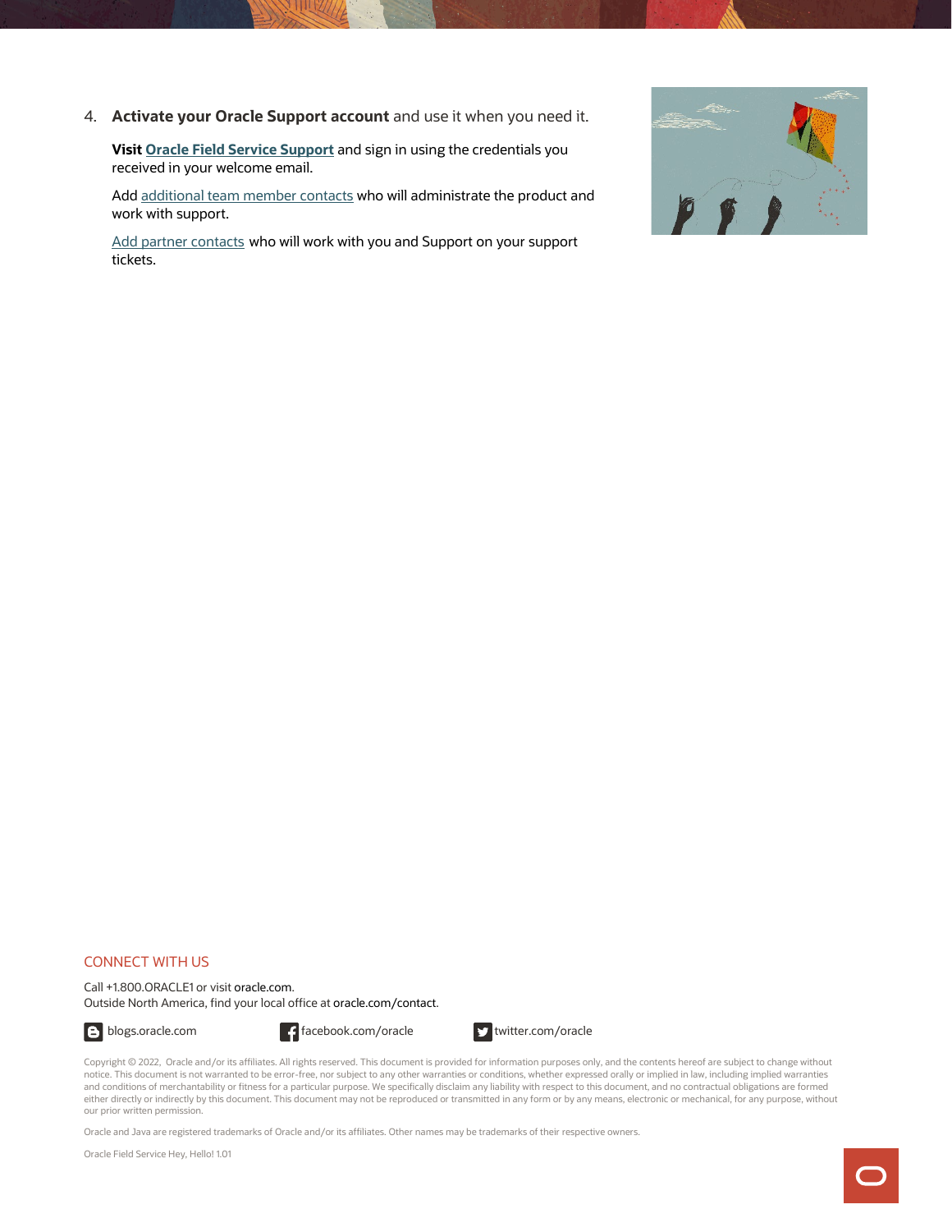4. **Activate your Oracle Support account** and use it when you need it.

   **Visit Oracle Field Service Support** and sign in using the credentials you received in your welcome email.

   Add additional team member contacts who will administrate the product and work with support.

   Add partner contacts who will work with you and Support on your support tickets.

## CONNECT WITH US

Call +1.800.ORACLE1 or visit oracle.com.
Outside North America, find your local office at oracle.com/contact.

blogs.oracle.com

facebook.com/oracle

twitter.com/oracle

Copyright © 2022, Oracle and/or its affiliates. All rights reserved. This document is provided for information purposes only, and the contents hereof are subject to change without notice. This document is not warranted to be error-free, nor subject to any other warranties or conditions, whether expressed orally or implied in law, including implied warranties and conditions of merchantability or fitness for a particular purpose. We specifically disclaim any liability with respect to this document, and no contractual obligations are formed either directly or indirectly by this document. This document may not be reproduced or transmitted in any form or by any means, electronic or mechanical, for any purpose, without our prior written permission.

Oracle and Java are registered trademarks of Oracle and/or its affiliates. Other names may be trademarks of their respective owners.

Oracle Field Service Hey, Hello! 1.01